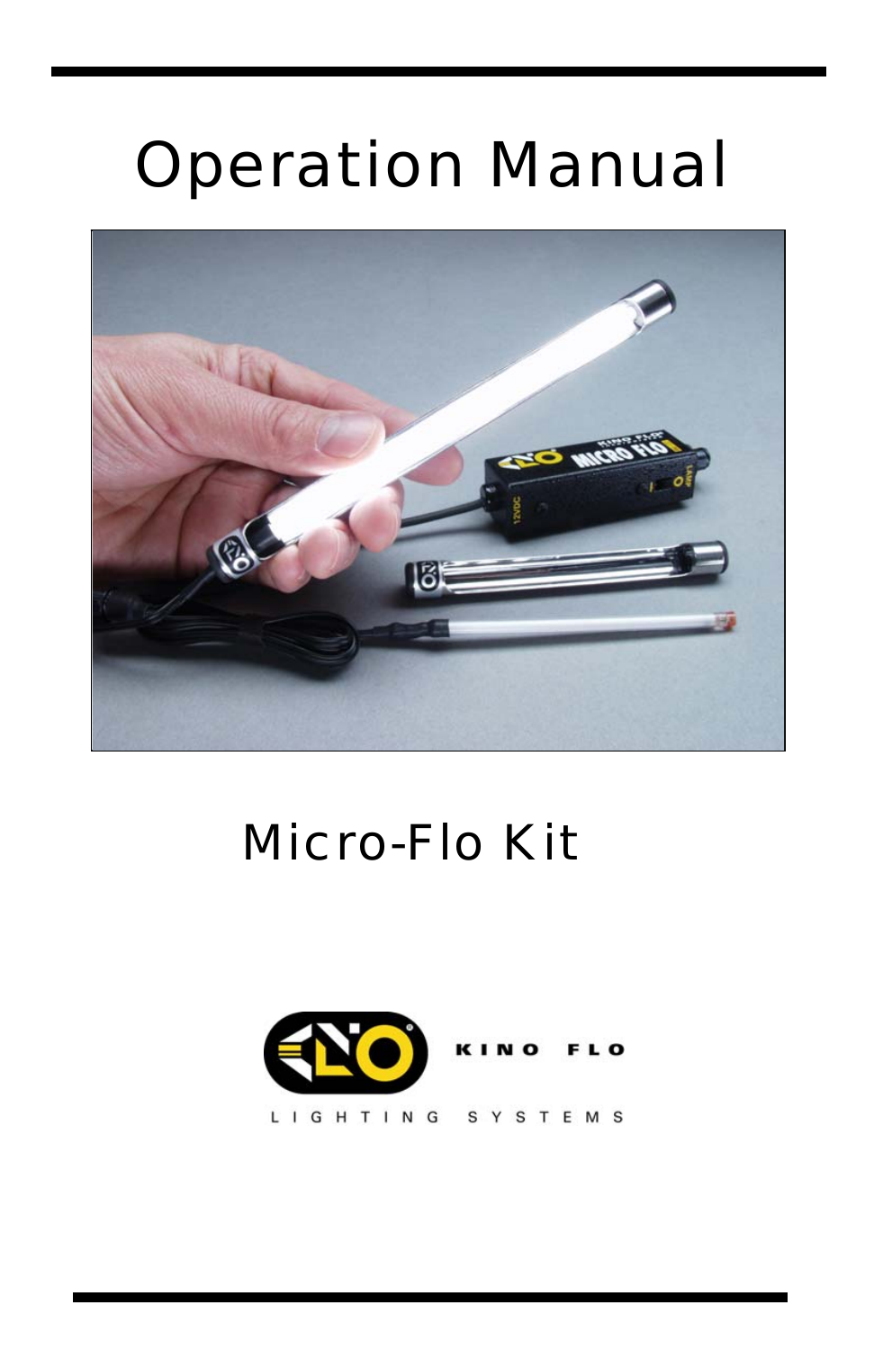# Operation Manual

# Micro-Flo Kit

KINO FLO

LIGHTING SYSTEMS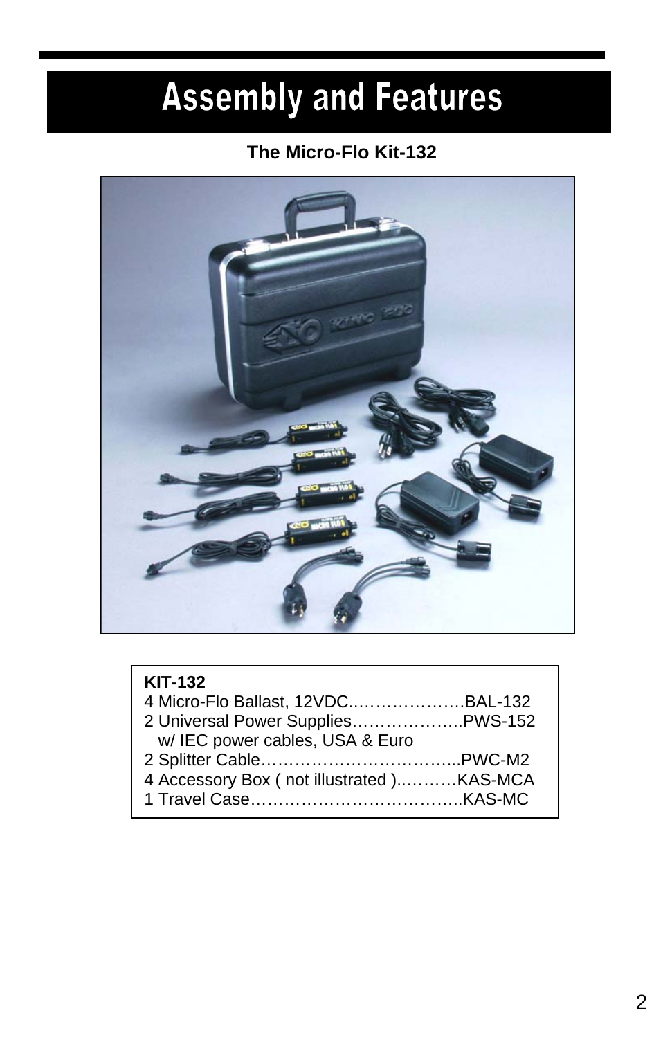# Assembly and Features

**The Micro-Flo Kit-132**

**KIT-132**

4 Micro-Flo Ballast, 12VDC.…………………BAL-132
2 Universal Power Supplies………………..PWS-152
  w/ IEC power cables, USA & Euro
2 Splitter Cable……………………………...PWC-M2
4 Accessory Box ( not illustrated )..………KAS-MCA
1 Travel Case………………………………..KAS-MC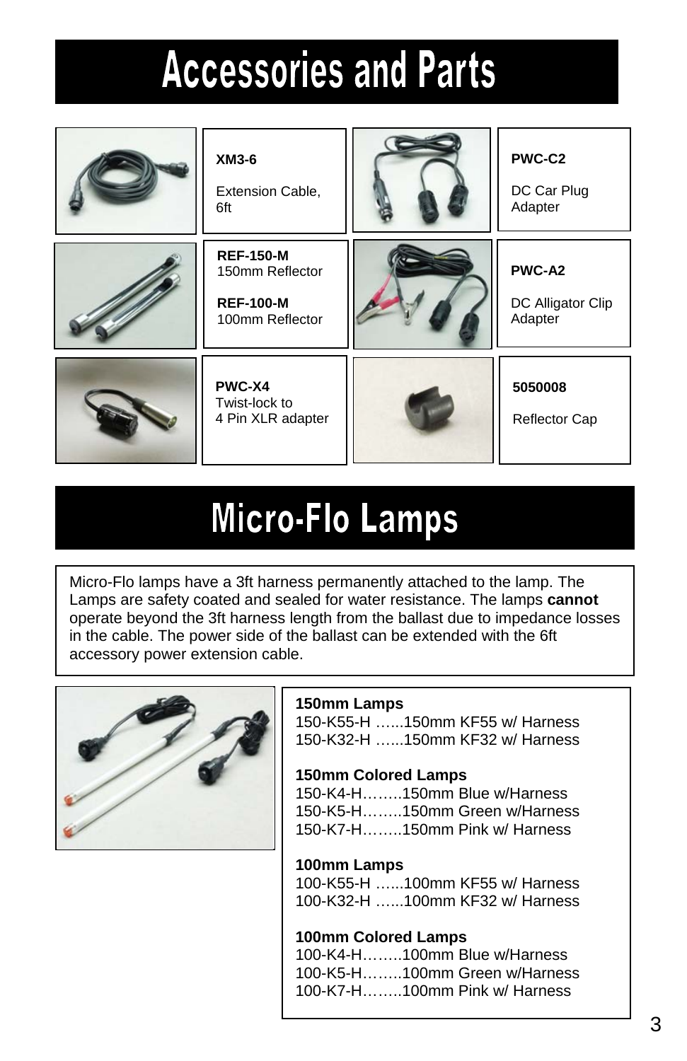# Accessories and Parts

**XM3-6**

Extension Cable, 6ft

**PWC-C2**

DC Car Plug Adapter

**REF-150-M**
150mm Reflector

**REF-100-M**
100mm Reflector

**PWC-A2**

DC Alligator Clip Adapter

**PWC-X4**
Twist-lock to 4 Pin XLR adapter

**5050008**

Reflector Cap

# Micro-Flo Lamps

Micro-Flo lamps have a 3ft harness permanently attached to the lamp. The Lamps are safety coated and sealed for water resistance. The lamps **cannot** operate beyond the 3ft harness length from the ballast due to impedance losses in the cable. The power side of the ballast can be extended with the 6ft accessory power extension cable.

**150mm Lamps**
150-K55-H …...150mm KF55 w/ Harness
150-K32-H …...150mm KF32 w/ Harness

**150mm Colored Lamps**
150-K4-H……..150mm Blue w/Harness
150-K5-H……..150mm Green w/Harness
150-K7-H……..150mm Pink w/ Harness

**100mm Lamps**
100-K55-H …...100mm KF55 w/ Harness
100-K32-H …...100mm KF32 w/ Harness

**100mm Colored Lamps**
100-K4-H……..100mm Blue w/Harness
100-K5-H……..100mm Green w/Harness
100-K7-H……..100mm Pink w/ Harness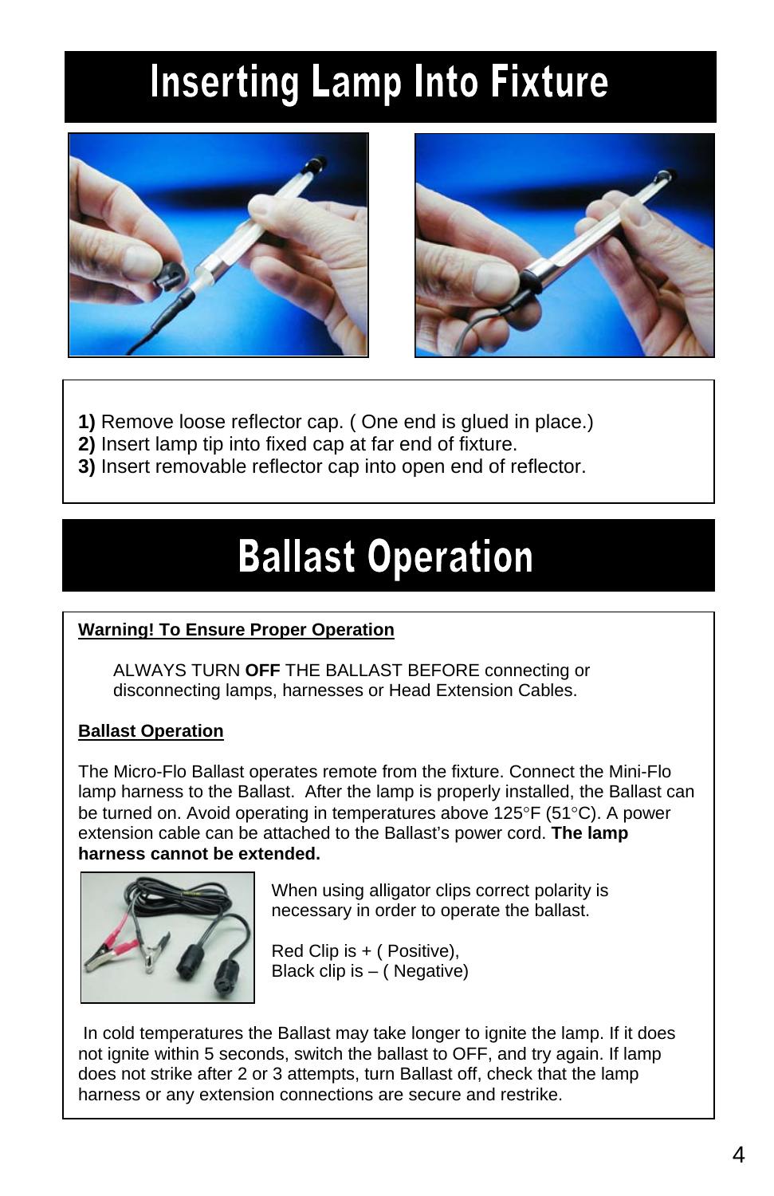# Inserting Lamp Into Fixture

**1)** Remove loose reflector cap. ( One end is glued in place.)
**2)** Insert lamp tip into fixed cap at far end of fixture.
**3)** Insert removable reflector cap into open end of reflector.

# Ballast Operation

**Warning! To Ensure Proper Operation**

ALWAYS TURN **OFF** THE BALLAST BEFORE connecting or disconnecting lamps, harnesses or Head Extension Cables.

**Ballast Operation**

The Micro-Flo Ballast operates remote from the fixture. Connect the Mini-Flo lamp harness to the Ballast. After the lamp is properly installed, the Ballast can be turned on. Avoid operating in temperatures above 125°F (51°C). A power extension cable can be attached to the Ballast's power cord. **The lamp harness cannot be extended.**

When using alligator clips correct polarity is necessary in order to operate the ballast.

Red Clip is + ( Positive),
Black clip is – ( Negative)

In cold temperatures the Ballast may take longer to ignite the lamp. If it does not ignite within 5 seconds, switch the ballast to OFF, and try again. If lamp does not strike after 2 or 3 attempts, turn Ballast off, check that the lamp harness or any extension connections are secure and restrike.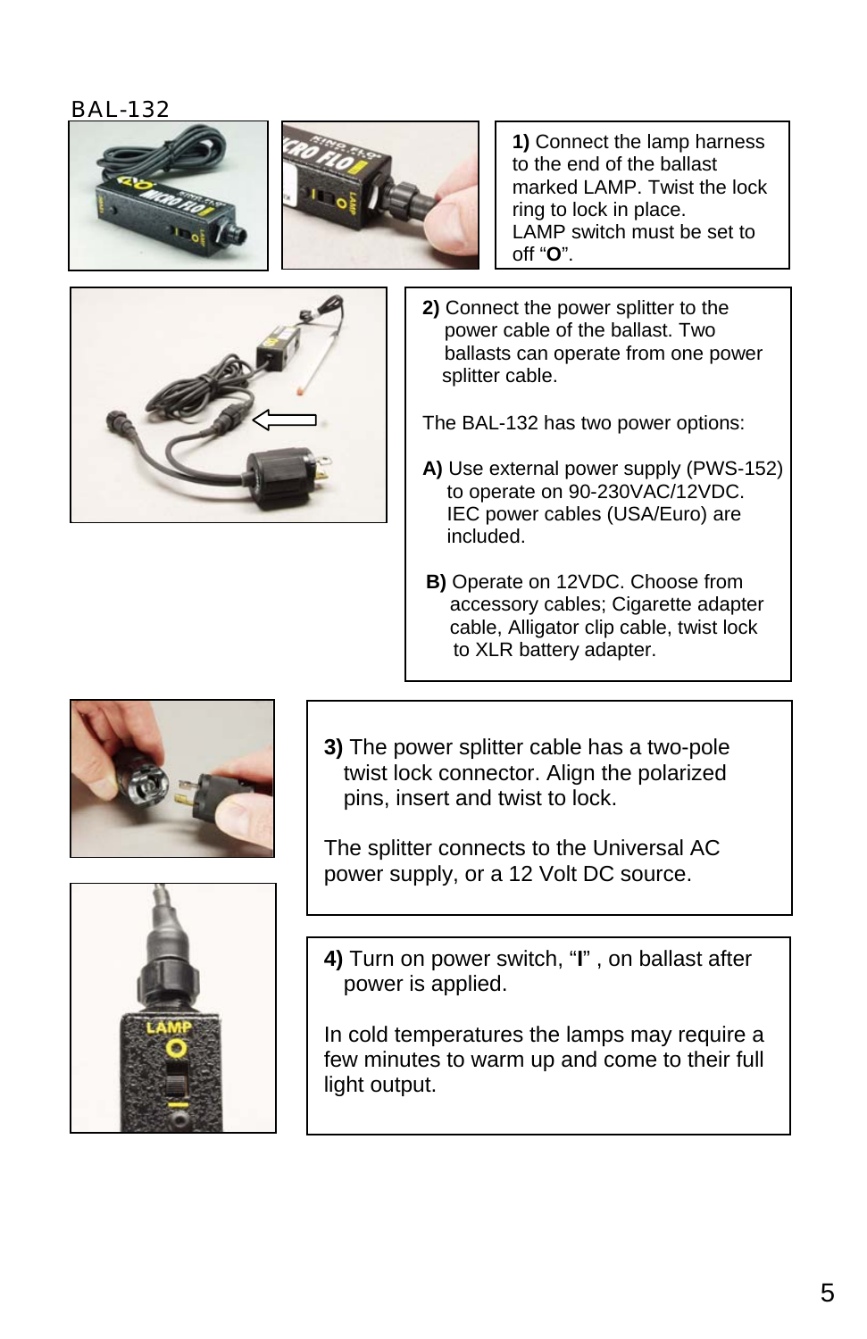BAL-132

**1)** Connect the lamp harness to the end of the ballast marked LAMP. Twist the lock ring to lock in place. LAMP switch must be set to off "**O**".

**2)** Connect the power splitter to the power cable of the ballast. Two ballasts can operate from one power splitter cable.

The BAL-132 has two power options:

**A)** Use external power supply (PWS-152) to operate on 90-230VAC/12VDC. IEC power cables (USA/Euro) are included.

**B)** Operate on 12VDC. Choose from accessory cables; Cigarette adapter cable, Alligator clip cable, twist lock to XLR battery adapter.

**3)** The power splitter cable has a two-pole twist lock connector. Align the polarized pins, insert and twist to lock.

The splitter connects to the Universal AC power supply, or a 12 Volt DC source.

**4)** Turn on power switch, "**I**" , on ballast after power is applied.

In cold temperatures the lamps may require a few minutes to warm up and come to their full light output.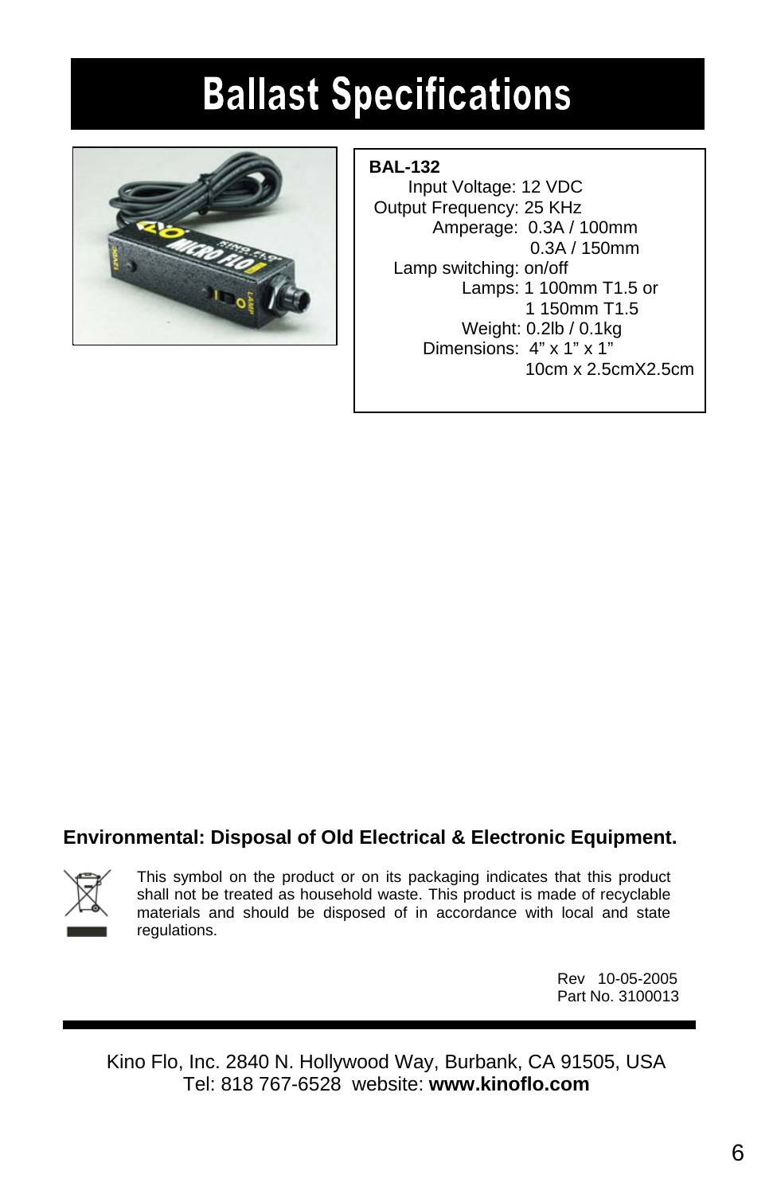# Ballast Specifications

**BAL-132**

Input Voltage: 12 VDC
Output Frequency: 25 KHz
Amperage: 0.3A / 100mm
0.3A / 150mm
Lamp switching: on/off
Lamps: 1 100mm T1.5 or
1 150mm T1.5
Weight: 0.2lb / 0.1kg
Dimensions: 4" x 1" x 1"
10cm x 2.5cmX2.5cm

**Environmental: Disposal of Old Electrical & Electronic Equipment.**

This symbol on the product or on its packaging indicates that this product shall not be treated as household waste. This product is made of recyclable materials and should be disposed of in accordance with local and state regulations.

Rev 10-05-2005
Part No. 3100013

Kino Flo, Inc. 2840 N. Hollywood Way, Burbank, CA 91505, USA
Tel: 818 767-6528 website: **www.kinoflo.com**